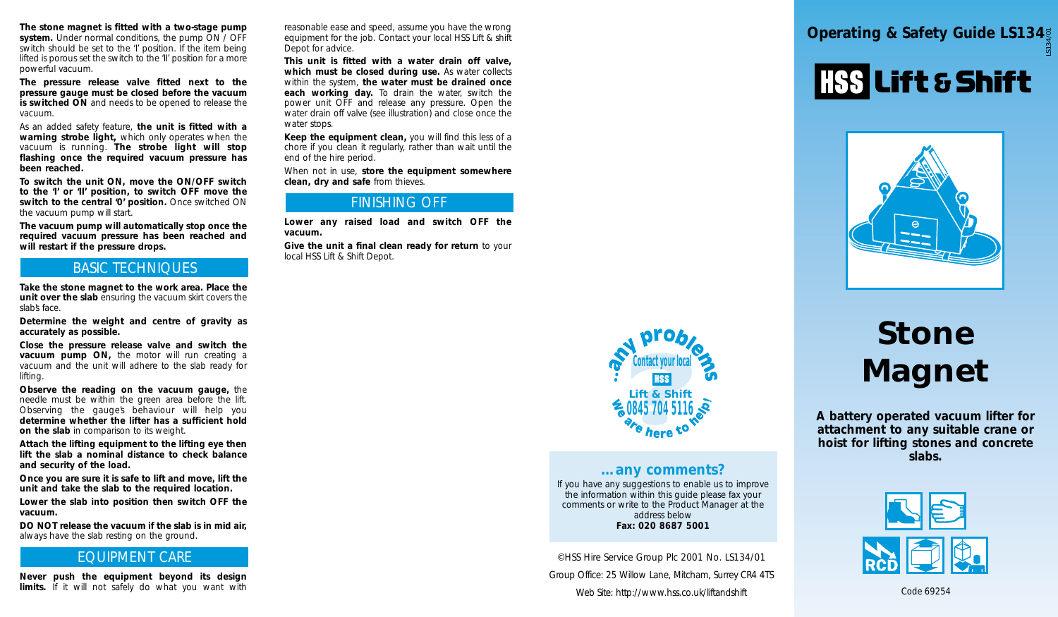**The stone magnet is fitted with a two-stage pump system.** Under normal conditions, the pump ON / OFF switch should be set to the 'I' position. If the item being lifted is porous set the switch to the 'II' position for a more powerful vacuum.

**The pressure release valve fitted next to the pressure gauge must be closed before the vacuum is switched ON** and needs to be opened to release the vacuum.

As an added safety feature, **the unit is fitted with a warning strobe light,** which only operates when the vacuum is running. **The strobe light will stop flashing once the required vacuum pressure has been reached.**

**To switch the unit ON, move the ON/OFF switch to the 'I' or 'II' position, to switch OFF move the switch to the central '0' position.** Once switched ON the vacuum pump will start.

**The vacuum pump will automatically stop once the required vacuum pressure has been reached and will restart if the pressure drops.**

## BASIC TECHNIQUES

**Take the stone magnet to the work area. Place the unit over the slab** ensuring the vacuum skirt covers the slab's face.

**Determine the weight and centre of gravity as accurately as possible.**

**Close the pressure release valve and switch the vacuum pump ON,** the motor will run creating a vacuum and the unit will adhere to the slab ready for lifting.

**Observe the reading on the vacuum gauge,** the needle must be within the green area before the lift. Observing the gauge's behaviour will help you **determine whether the lifter has a sufficient hold on the slab** in comparison to its weight.

**Attach the lifting equipment to the lifting eye then lift the slab a nominal distance to check balance and security of the load.**

**Once you are sure it is safe to lift and move, lift the unit and take the slab to the required location.**

**Lower the slab into position then switch OFF the vacuum.**

**DO NOT release the vacuum if the slab is in mid air,** always have the slab resting on the ground.

## EQUIPMENT CARE

**Never push the equipment beyond its design limits.** If it will not safely do what you want with reasonable ease and speed, assume you have the wrong equipment for the job. Contact your local HSS Lift & shift Depot for advice.

**This unit is fitted with a water drain off valve, which must be closed during use.** As water collects within the system, **the water must be drained once each working day.** To drain the water, switch the power unit OFF and release any pressure. Open the water drain off valve (see illustration) and close once the water stops.

**Keep the equipment clean,** you will find this less of a chore if you clean it regularly, rather than wait until the end of the hire period.

When not in use, **store the equipment somewhere clean, dry and safe** from thieves.

## FINISHING OFF

**Lower any raised load and switch OFF the vacuum.**

**Give the unit a final clean ready for return** to your local HSS Lift & Shift Depot.

...any problems Contact your local HSS Lift & Shift 0845 704 5116 we are here to help!

### ...any comments?

If you have any suggestions to enable us to improve the information within this guide please fax your comments or write to the Product Manager at the address below

**Fax: 020 8687 5001**

©HSS Hire Service Group Plc 2001 No. LS134/01

Group Office: 25 Willow Lane, Mitcham, Surrey CR4 4TS

Web Site: http://www.hss.co.uk/liftandshift

# Operating & Safety Guide LS134

LS134/01

HSS Lift & Shift

# Stone Magnet

**A battery operated vacuum lifter for attachment to any suitable crane or hoist for lifting stones and concrete slabs.**

RCD

Code 69254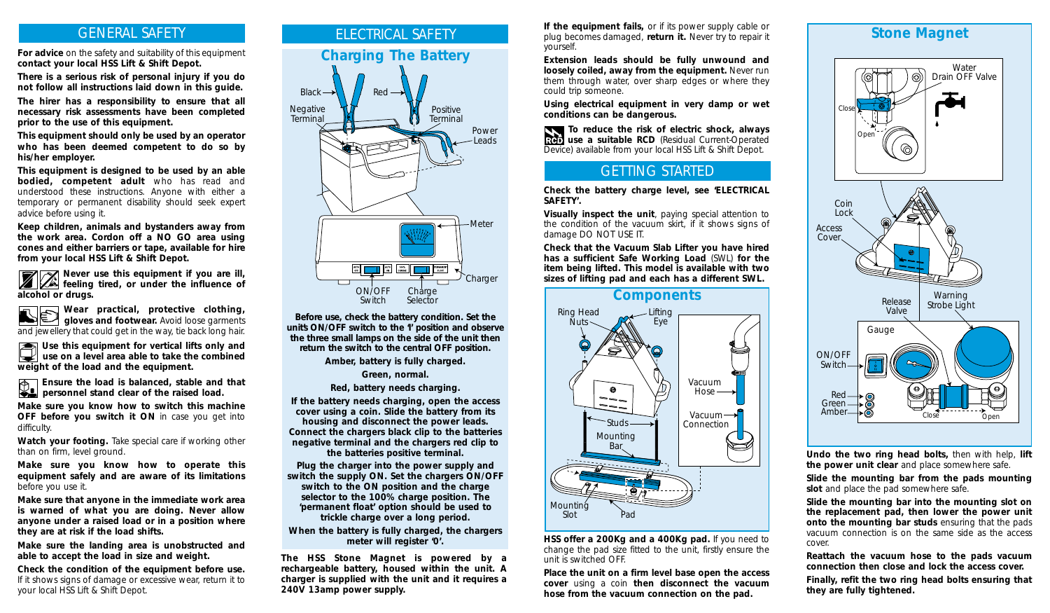## GENERAL SAFETY

**For advice** on the safety and suitability of this equipment **contact your local HSS Lift & Shift Depot.**

**There is a serious risk of personal injury if you do not follow all instructions laid down in this guide.**

**The hirer has a responsibility to ensure that all necessary risk assessments have been completed prior to the use of this equipment.**

**This equipment should only be used by an operator who has been deemed competent to do so by his/her employer.**

**This equipment is designed to be used by an able bodied, competent adult** who has read and understood these instructions. Anyone with either a temporary or permanent disability should seek expert advice before using it.

**Keep children, animals and bystanders away from the work area. Cordon off a NO GO area using cones and either barriers or tape, available for hire from your local HSS Lift & Shift Depot.**

**Never use this equipment if you are ill, feeling tired, or under the influence of alcohol or drugs.**

**Wear practical, protective clothing, gloves and footwear.** Avoid loose garments and jewellery that could get in the way, tie back long hair.

**Use this equipment for vertical lifts only and use on a level area able to take the combined weight of the load and the equipment.**

**Ensure the load is balanced, stable and that personnel stand clear of the raised load.**

**Make sure you know how to switch this machine OFF before you switch it ON** in case you get into difficulty.

**Watch your footing.** Take special care if working other than on firm, level ground.

**Make sure you know how to operate this equipment safely and are aware of its limitations** before you use it.

**Make sure that anyone in the immediate work area is warned of what you are doing. Never allow anyone under a raised load or in a position where they are at risk if the load slips.**

**Make sure the landing area is unobstructed and able to accept the load in size and weight.**

**Check the condition of the equipment before use.** If it shows signs of damage or excessive wear, return it to your local HSS Lift & Shift Depot.

## ELECTRICAL SAFETY

### Charging The Battery

Black
Red
Negative Terminal
Positive Terminal
Power Leads
Meter
Charger
ON/OFF Switch
Charge Selector

**Before use, check the battery condition. Set the unit's ON/OFF switch to the 'I' position and observe the three small lamps on the side of the unit then return the switch to the central OFF position.**

**Amber, battery is fully charged.**

**Green, normal.**

**Red, battery needs charging.**

**If the battery needs charging, open the access cover using a coin. Slide the battery from its housing and disconnect the power leads. Connect the chargers black clip to the batteries negative terminal and the chargers red clip to the batteries positive terminal.**

**Plug the charger into the power supply and switch the supply ON. Set the chargers ON/OFF switch to the ON position and the charge selector to the 100% charge position. The 'permanent float' option should be used to trickle charge over a long period.**

**When the battery is fully charged, the chargers meter will register '0'.**

**The HSS Stone Magnet is powered by a rechargeable battery, housed within the unit. A charger is supplied with the unit and it requires a 240V 13amp power supply.**

**If the equipment fails,** or if its power supply cable or plug becomes damaged, **return it.** Never try to repair it yourself.

**Extension leads should be fully unwound and loosely coiled, away from the equipment.** Never run them through water, over sharp edges or where they could trip someone.

**Using electrical equipment in very damp or wet conditions can be dangerous.**

**To reduce the risk of electric shock, always use a suitable RCD** (Residual Current-Operated Device) available from your local HSS Lift & Shift Depot.

## GETTING STARTED

**Check the battery charge level, see 'ELECTRICAL SAFETY'.**

**Visually inspect the unit**, paying special attention to the condition of the vacuum skirt, if it shows signs of damage DO NOT USE IT.

**Check that the Vacuum Slab Lifter you have hired has a sufficient Safe Working Load** (SWL) **for the item being lifted. This model is available with two sizes of lifting pad and each has a different SWL.**

### Components

Ring Head Nuts
Lifting Eye
Studs
Mounting Bar
Mounting Slot
Pad
Vacuum Hose
Vacuum Connection

**HSS offer a 200Kg and a 400Kg pad.** If you need to change the pad size fitted to the unit, firstly ensure the unit is switched OFF.

**Place the unit on a firm level base open the access cover** using a coin **then disconnect the vacuum hose from the vacuum connection on the pad.**

## Stone Magnet

Water Drain OFF Valve
Close
Open
Coin Lock
Access Cover
Release Valve
Warning Strobe Light
Gauge
ON/OFF Switch
Red
Green
Amber
Close
Open

**Undo the two ring head bolts,** then with help, **lift the power unit clear** and place somewhere safe.

**Slide the mounting bar from the pads mounting slot** and place the pad somewhere safe.

**Slide the mounting bar into the mounting slot on the replacement pad, then lower the power unit onto the mounting bar studs** ensuring that the pads vacuum connection is on the same side as the access cover.

**Reattach the vacuum hose to the pads vacuum connection then close and lock the access cover.**

**Finally, refit the two ring head bolts ensuring that they are fully tightened.**